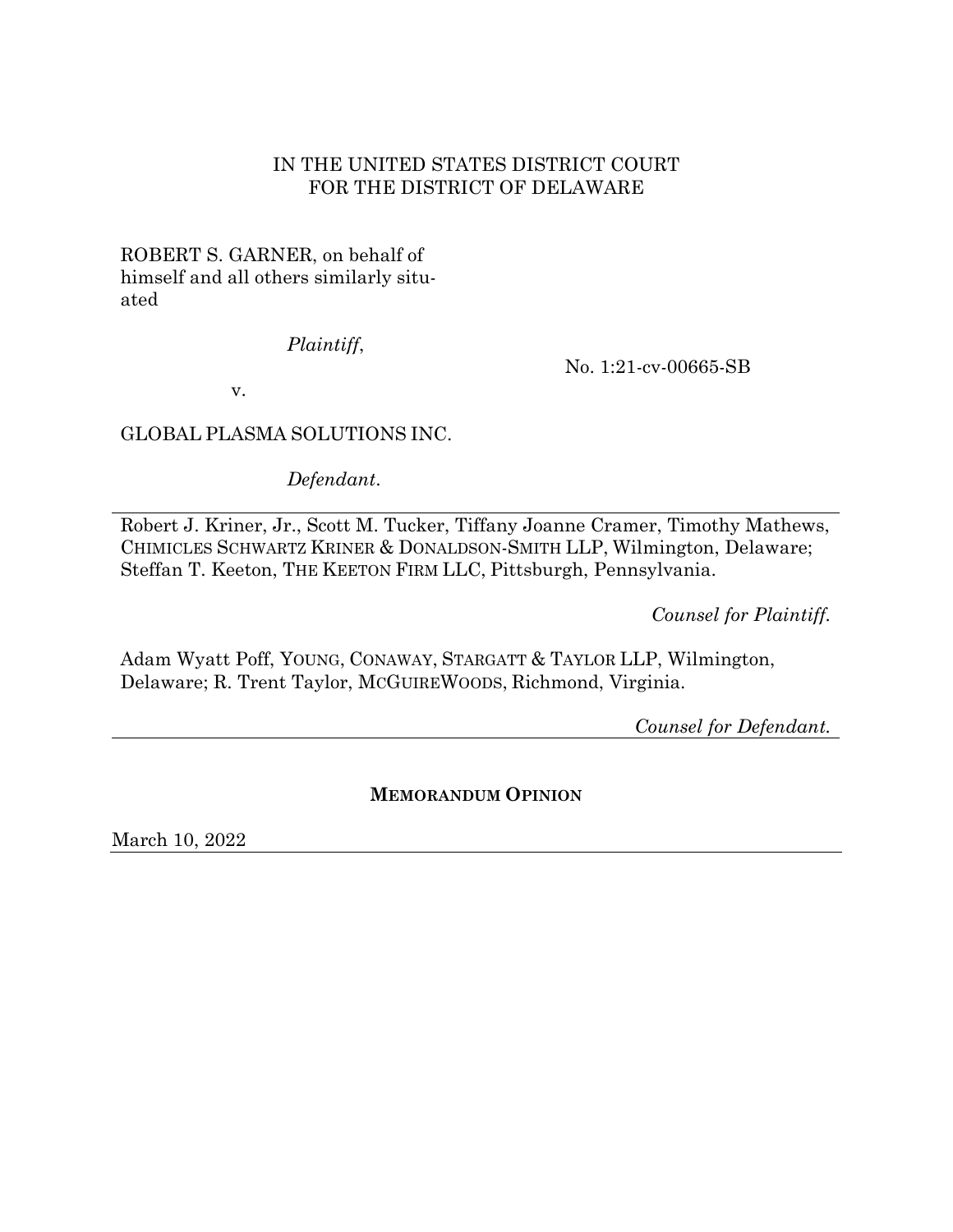IN THE UNITED STATES DISTRICT COURT
FOR THE DISTRICT OF DELAWARE

ROBERT S. GARNER, on behalf of himself and all others similarly situated

*Plaintiff*,

v.

No. 1:21-cv-00665-SB

GLOBAL PLASMA SOLUTIONS INC.

*Defendant*.

---

Robert J. Kriner, Jr., Scott M. Tucker, Tiffany Joanne Cramer, Timothy Mathews, CHIMICLES SCHWARTZ KRINER & DONALDSON-SMITH LLP, Wilmington, Delaware; Steffan T. Keeton, THE KEETON FIRM LLC, Pittsburgh, Pennsylvania.

*Counsel for Plaintiff.*

Adam Wyatt Poff, YOUNG, CONAWAY, STARGATT & TAYLOR LLP, Wilmington, Delaware; R. Trent Taylor, MCGUIREWOODS, Richmond, Virginia.

*Counsel for Defendant.*

---

**MEMORANDUM OPINION**

March 10, 2022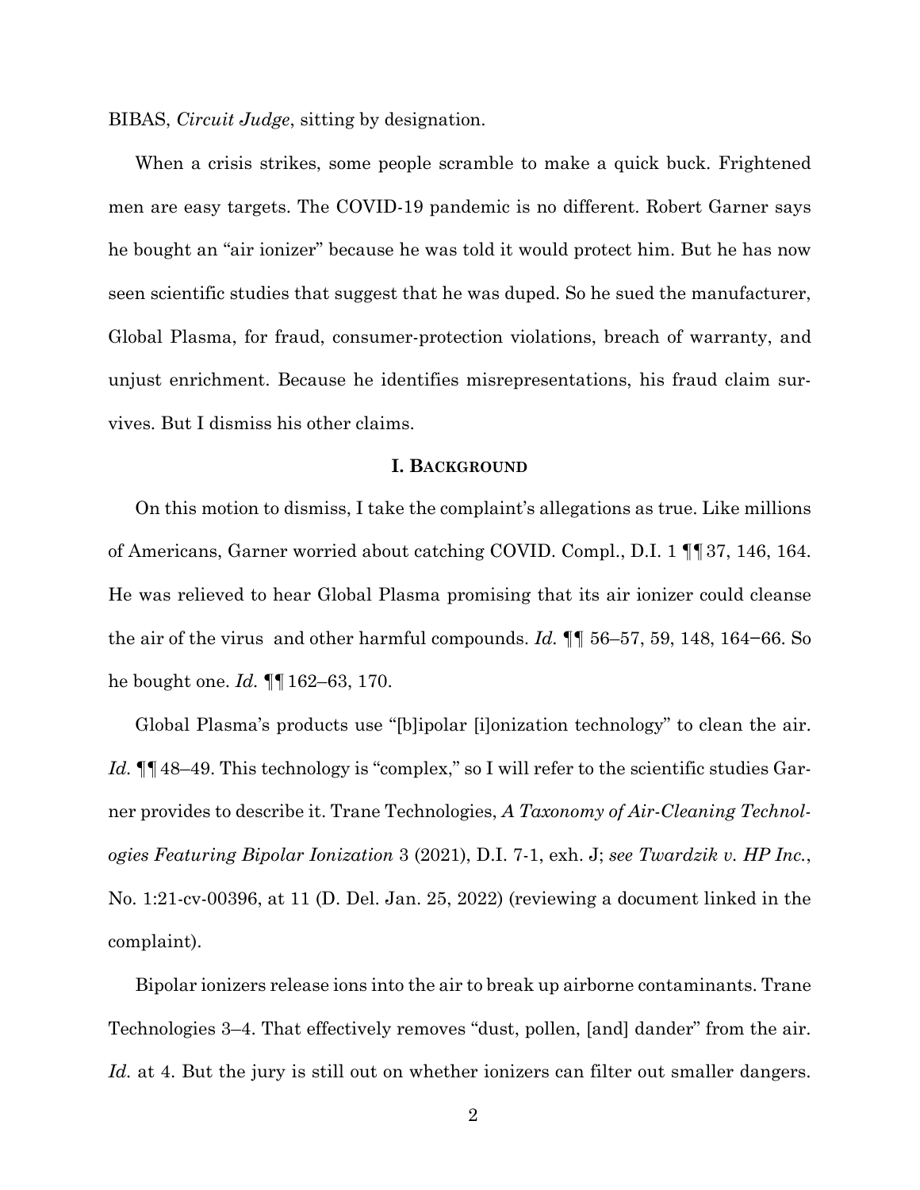BIBAS, *Circuit Judge*, sitting by designation.

When a crisis strikes, some people scramble to make a quick buck. Frightened men are easy targets. The COVID-19 pandemic is no different. Robert Garner says he bought an "air ionizer" because he was told it would protect him. But he has now seen scientific studies that suggest that he was duped. So he sued the manufacturer, Global Plasma, for fraud, consumer-protection violations, breach of warranty, and unjust enrichment. Because he identifies misrepresentations, his fraud claim survives. But I dismiss his other claims.

## I. BACKGROUND

On this motion to dismiss, I take the complaint's allegations as true. Like millions of Americans, Garner worried about catching COVID. Compl., D.I. 1 ¶¶ 37, 146, 164. He was relieved to hear Global Plasma promising that its air ionizer could cleanse the air of the virus and other harmful compounds. *Id.* ¶¶ 56–57, 59, 148, 164−66. So he bought one. *Id.* ¶¶ 162–63, 170.

Global Plasma's products use "[b]ipolar [i]onization technology" to clean the air. *Id.* ¶¶ 48–49. This technology is "complex," so I will refer to the scientific studies Garner provides to describe it. Trane Technologies, *A Taxonomy of Air-Cleaning Technologies Featuring Bipolar Ionization* 3 (2021), D.I. 7-1, exh. J; *see Twardzik v. HP Inc.*, No. 1:21-cv-00396, at 11 (D. Del. Jan. 25, 2022) (reviewing a document linked in the complaint).

Bipolar ionizers release ions into the air to break up airborne contaminants. Trane Technologies 3–4. That effectively removes "dust, pollen, [and] dander" from the air. *Id.* at 4. But the jury is still out on whether ionizers can filter out smaller dangers.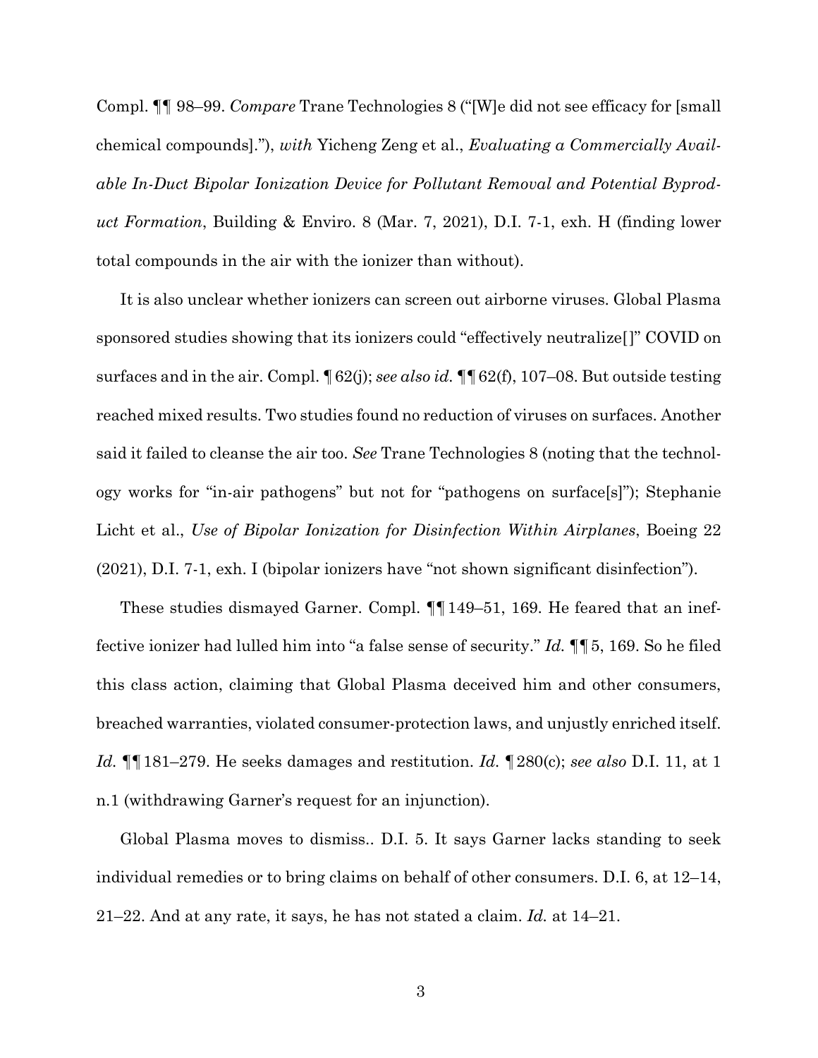Compl. ¶¶ 98–99. *Compare* Trane Technologies 8 ("[W]e did not see efficacy for [small chemical compounds]."), *with* Yicheng Zeng et al., *Evaluating a Commercially Available In-Duct Bipolar Ionization Device for Pollutant Removal and Potential Byproduct Formation*, Building & Enviro. 8 (Mar. 7, 2021), D.I. 7-1, exh. H (finding lower total compounds in the air with the ionizer than without).

It is also unclear whether ionizers can screen out airborne viruses. Global Plasma sponsored studies showing that its ionizers could "effectively neutralize[]" COVID on surfaces and in the air. Compl. ¶ 62(j); *see also id.* ¶¶ 62(f), 107–08. But outside testing reached mixed results. Two studies found no reduction of viruses on surfaces. Another said it failed to cleanse the air too. *See* Trane Technologies 8 (noting that the technology works for "in-air pathogens" but not for "pathogens on surface[s]"); Stephanie Licht et al., *Use of Bipolar Ionization for Disinfection Within Airplanes*, Boeing 22 (2021), D.I. 7-1, exh. I (bipolar ionizers have "not shown significant disinfection").

These studies dismayed Garner. Compl. ¶¶ 149–51, 169. He feared that an ineffective ionizer had lulled him into "a false sense of security." *Id.* ¶¶ 5, 169. So he filed this class action, claiming that Global Plasma deceived him and other consumers, breached warranties, violated consumer-protection laws, and unjustly enriched itself. *Id.* ¶¶ 181–279. He seeks damages and restitution. *Id.* ¶ 280(c); *see also* D.I. 11, at 1 n.1 (withdrawing Garner's request for an injunction).

Global Plasma moves to dismiss.. D.I. 5. It says Garner lacks standing to seek individual remedies or to bring claims on behalf of other consumers. D.I. 6, at 12–14, 21–22. And at any rate, it says, he has not stated a claim. *Id.* at 14–21.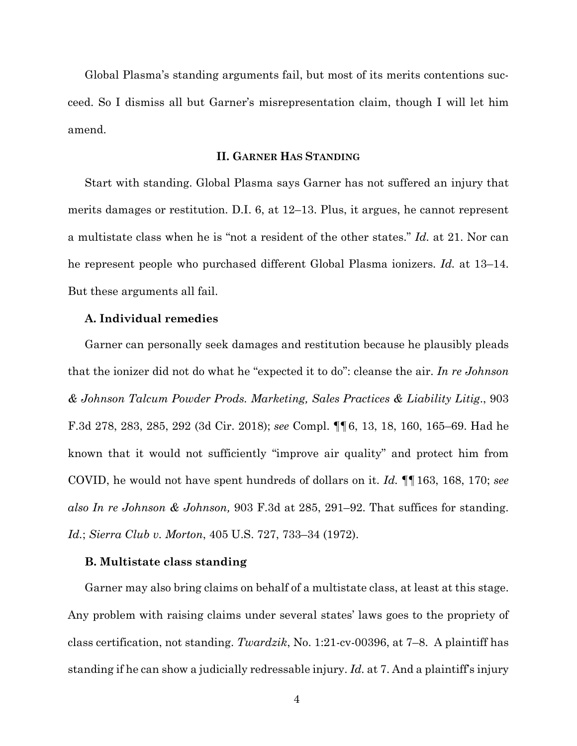Global Plasma's standing arguments fail, but most of its merits contentions succeed. So I dismiss all but Garner's misrepresentation claim, though I will let him amend.

## II. Garner Has Standing

Start with standing. Global Plasma says Garner has not suffered an injury that merits damages or restitution. D.I. 6, at 12–13. Plus, it argues, he cannot represent a multistate class when he is "not a resident of the other states." *Id.* at 21. Nor can he represent people who purchased different Global Plasma ionizers. *Id.* at 13–14. But these arguments all fail.

### A. Individual remedies

Garner can personally seek damages and restitution because he plausibly pleads that the ionizer did not do what he "expected it to do": cleanse the air. *In re Johnson & Johnson Talcum Powder Prods. Marketing, Sales Practices & Liability Litig.*, 903 F.3d 278, 283, 285, 292 (3d Cir. 2018); *see* Compl. ¶¶ 6, 13, 18, 160, 165–69. Had he known that it would not sufficiently "improve air quality" and protect him from COVID, he would not have spent hundreds of dollars on it. *Id.* ¶¶ 163, 168, 170; *see also In re Johnson & Johnson,* 903 F.3d at 285, 291–92. That suffices for standing. *Id.*; *Sierra Club v. Morton*, 405 U.S. 727, 733–34 (1972).

### B. Multistate class standing

Garner may also bring claims on behalf of a multistate class, at least at this stage. Any problem with raising claims under several states' laws goes to the propriety of class certification, not standing. *Twardzik*, No. 1:21-cv-00396, at 7–8. A plaintiff has standing if he can show a judicially redressable injury. *Id.* at 7. And a plaintiff's injury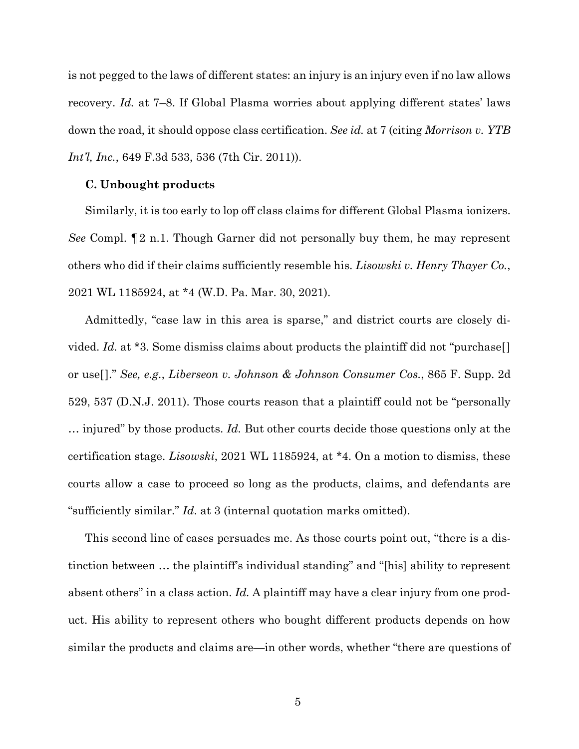is not pegged to the laws of different states: an injury is an injury even if no law allows recovery. *Id.* at 7–8. If Global Plasma worries about applying different states' laws down the road, it should oppose class certification. *See id.* at 7 (citing *Morrison v. YTB Int'l, Inc.*, 649 F.3d 533, 536 (7th Cir. 2011)).

**C. Unbought products**

Similarly, it is too early to lop off class claims for different Global Plasma ionizers. *See* Compl. ¶ 2 n.1. Though Garner did not personally buy them, he may represent others who did if their claims sufficiently resemble his. *Lisowski v. Henry Thayer Co.*, 2021 WL 1185924, at *4 (W.D. Pa. Mar. 30, 2021).

Admittedly, "case law in this area is sparse," and district courts are closely divided. *Id.* at *3. Some dismiss claims about products the plaintiff did not "purchase[] or use[]." *See, e.g.*, *Liberseon v. Johnson & Johnson Consumer Cos.*, 865 F. Supp. 2d 529, 537 (D.N.J. 2011). Those courts reason that a plaintiff could not be "personally … injured" by those products. *Id.* But other courts decide those questions only at the certification stage. *Lisowski*, 2021 WL 1185924, at *4. On a motion to dismiss, these courts allow a case to proceed so long as the products, claims, and defendants are "sufficiently similar." *Id*. at 3 (internal quotation marks omitted).

This second line of cases persuades me. As those courts point out, "there is a distinction between … the plaintiff's individual standing" and "[his] ability to represent absent others" in a class action. *Id.* A plaintiff may have a clear injury from one product. His ability to represent others who bought different products depends on how similar the products and claims are—in other words, whether "there are questions of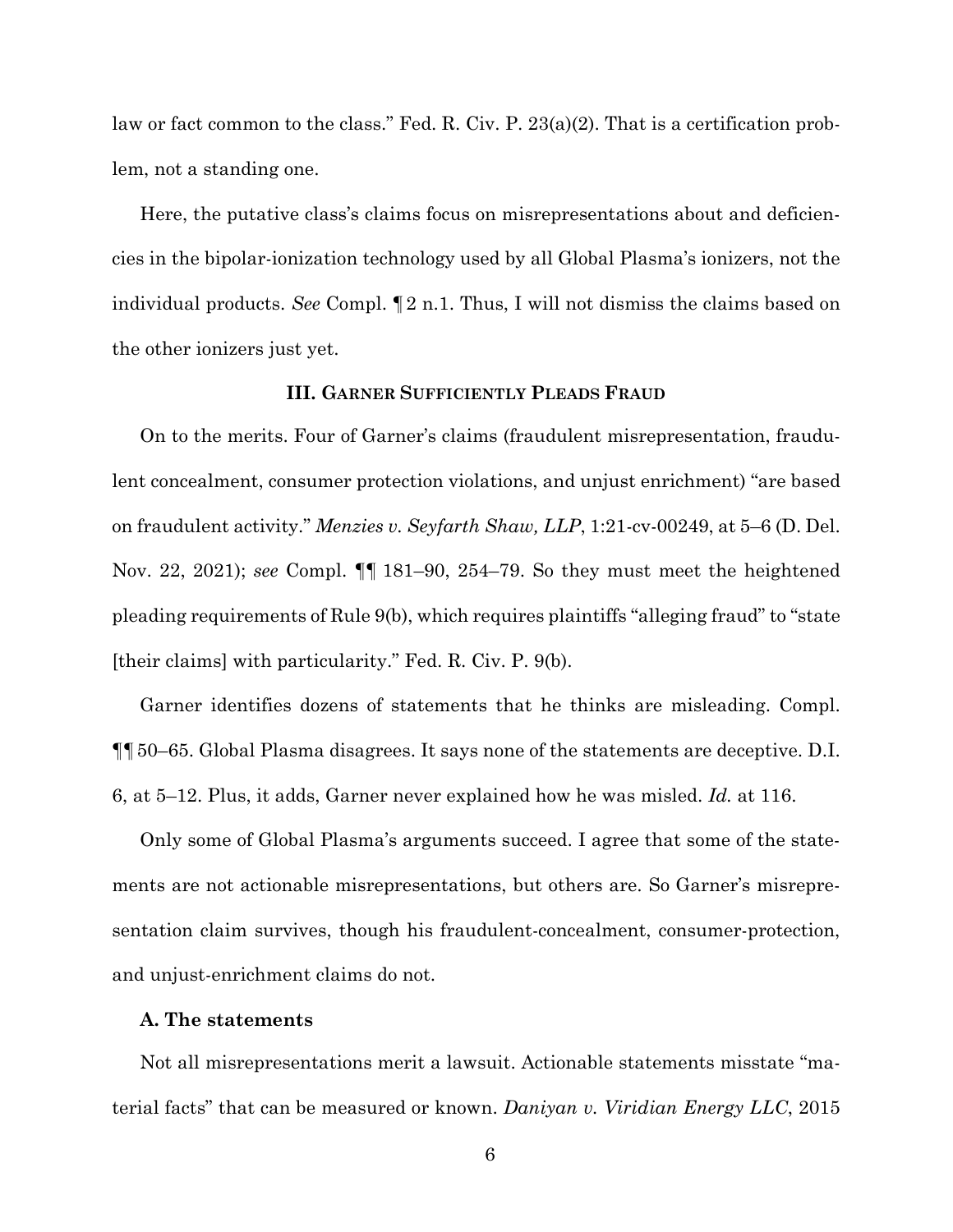law or fact common to the class." Fed. R. Civ. P. 23(a)(2). That is a certification problem, not a standing one.

Here, the putative class's claims focus on misrepresentations about and deficiencies in the bipolar-ionization technology used by all Global Plasma's ionizers, not the individual products. *See* Compl. ¶ 2 n.1. Thus, I will not dismiss the claims based on the other ionizers just yet.

### III. Garner Sufficiently Pleads Fraud

On to the merits. Four of Garner's claims (fraudulent misrepresentation, fraudulent concealment, consumer protection violations, and unjust enrichment) "are based on fraudulent activity." *Menzies v. Seyfarth Shaw, LLP*, 1:21-cv-00249, at 5–6 (D. Del. Nov. 22, 2021); *see* Compl. ¶¶ 181–90, 254–79. So they must meet the heightened pleading requirements of Rule 9(b), which requires plaintiffs "alleging fraud" to "state [their claims] with particularity." Fed. R. Civ. P. 9(b).

Garner identifies dozens of statements that he thinks are misleading. Compl. ¶¶ 50–65. Global Plasma disagrees. It says none of the statements are deceptive. D.I. 6, at 5–12. Plus, it adds, Garner never explained how he was misled. *Id.* at 116.

Only some of Global Plasma's arguments succeed. I agree that some of the statements are not actionable misrepresentations, but others are. So Garner's misrepresentation claim survives, though his fraudulent-concealment, consumer-protection, and unjust-enrichment claims do not.

#### A. The statements

Not all misrepresentations merit a lawsuit. Actionable statements misstate "material facts" that can be measured or known. *Daniyan v. Viridian Energy LLC*, 2015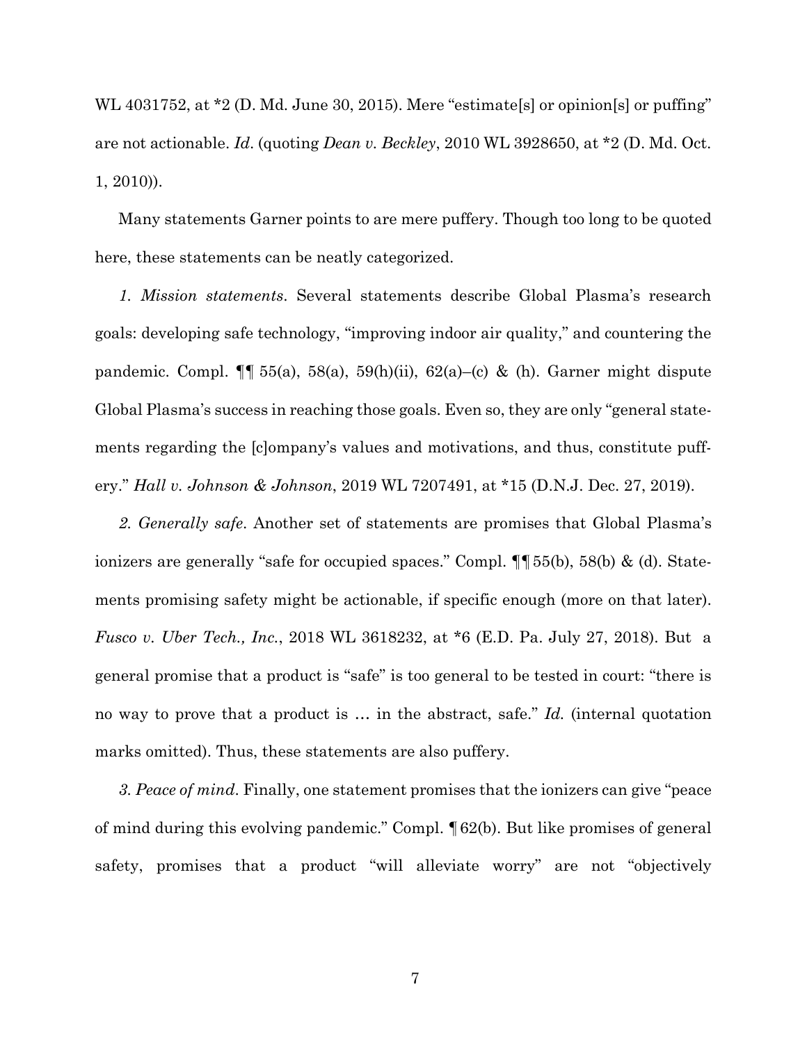WL 4031752, at *2 (D. Md. June 30, 2015). Mere "estimate[s] or opinion[s] or puffing" are not actionable. *Id*. (quoting *Dean v. Beckley*, 2010 WL 3928650, at *2 (D. Md. Oct. 1, 2010)).

Many statements Garner points to are mere puffery. Though too long to be quoted here, these statements can be neatly categorized.

*1. Mission statements*. Several statements describe Global Plasma's research goals: developing safe technology, "improving indoor air quality," and countering the pandemic. Compl. ¶¶ 55(a), 58(a), 59(h)(ii), 62(a)–(c) & (h). Garner might dispute Global Plasma's success in reaching those goals. Even so, they are only "general statements regarding the [c]ompany's values and motivations, and thus, constitute puffery." *Hall v. Johnson & Johnson*, 2019 WL 7207491, at *15 (D.N.J. Dec. 27, 2019).

*2. Generally safe*. Another set of statements are promises that Global Plasma's ionizers are generally "safe for occupied spaces." Compl. ¶¶ 55(b), 58(b) & (d). Statements promising safety might be actionable, if specific enough (more on that later). *Fusco v. Uber Tech., Inc.*, 2018 WL 3618232, at *6 (E.D. Pa. July 27, 2018). But a general promise that a product is "safe" is too general to be tested in court: "there is no way to prove that a product is … in the abstract, safe." *Id.* (internal quotation marks omitted). Thus, these statements are also puffery.

*3. Peace of mind*. Finally, one statement promises that the ionizers can give "peace of mind during this evolving pandemic." Compl. ¶ 62(b). But like promises of general safety, promises that a product "will alleviate worry" are not "objectively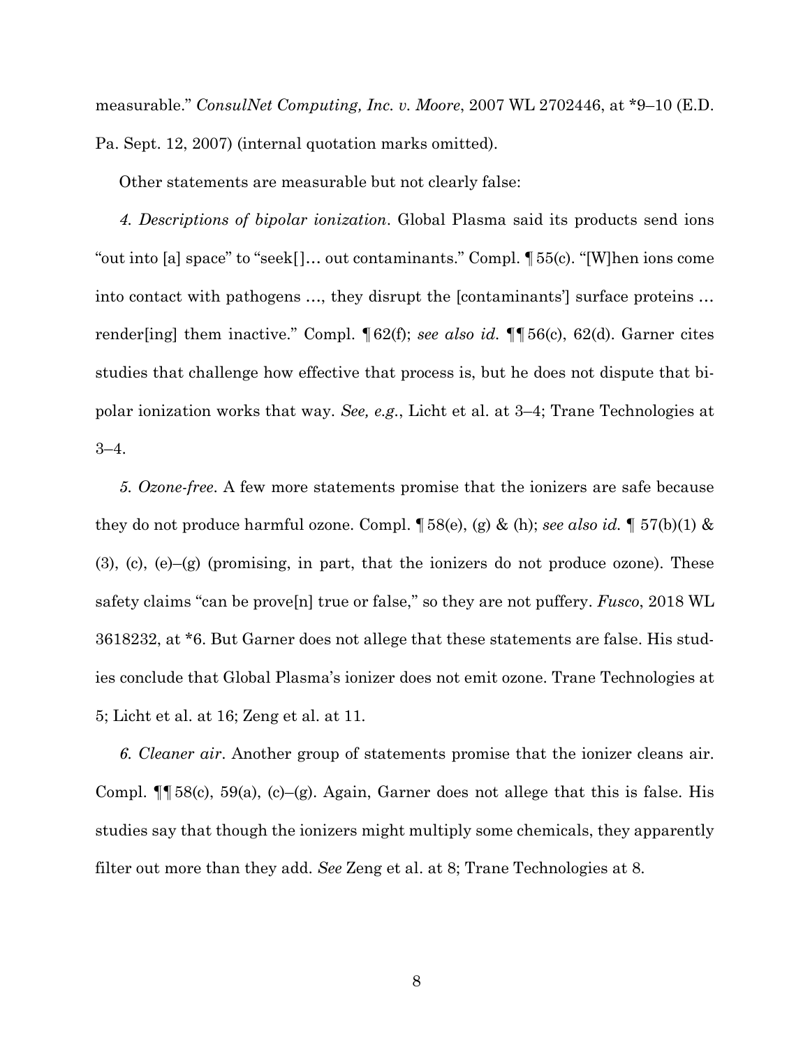measurable." *ConsulNet Computing, Inc. v. Moore*, 2007 WL 2702446, at *9–10 (E.D. Pa. Sept. 12, 2007) (internal quotation marks omitted).

Other statements are measurable but not clearly false:

*4. Descriptions of bipolar ionization*. Global Plasma said its products send ions "out into [a] space" to "seek[]… out contaminants." Compl. ¶ 55(c). "[W]hen ions come into contact with pathogens …, they disrupt the [contaminants'] surface proteins … render[ing] them inactive." Compl. ¶ 62(f); *see also id.* ¶¶ 56(c), 62(d). Garner cites studies that challenge how effective that process is, but he does not dispute that bipolar ionization works that way. *See, e.g.*, Licht et al. at 3–4; Trane Technologies at 3–4.

*5. Ozone-free*. A few more statements promise that the ionizers are safe because they do not produce harmful ozone. Compl. ¶ 58(e), (g) & (h); *see also id.* ¶ 57(b)(1) & (3), (c), (e)–(g) (promising, in part, that the ionizers do not produce ozone). These safety claims "can be prove[n] true or false," so they are not puffery. *Fusco*, 2018 WL 3618232, at *6. But Garner does not allege that these statements are false. His studies conclude that Global Plasma's ionizer does not emit ozone. Trane Technologies at 5; Licht et al. at 16; Zeng et al. at 11.

*6. Cleaner air*. Another group of statements promise that the ionizer cleans air. Compl. ¶¶ 58(c), 59(a), (c)–(g). Again, Garner does not allege that this is false. His studies say that though the ionizers might multiply some chemicals, they apparently filter out more than they add. *See* Zeng et al. at 8; Trane Technologies at 8.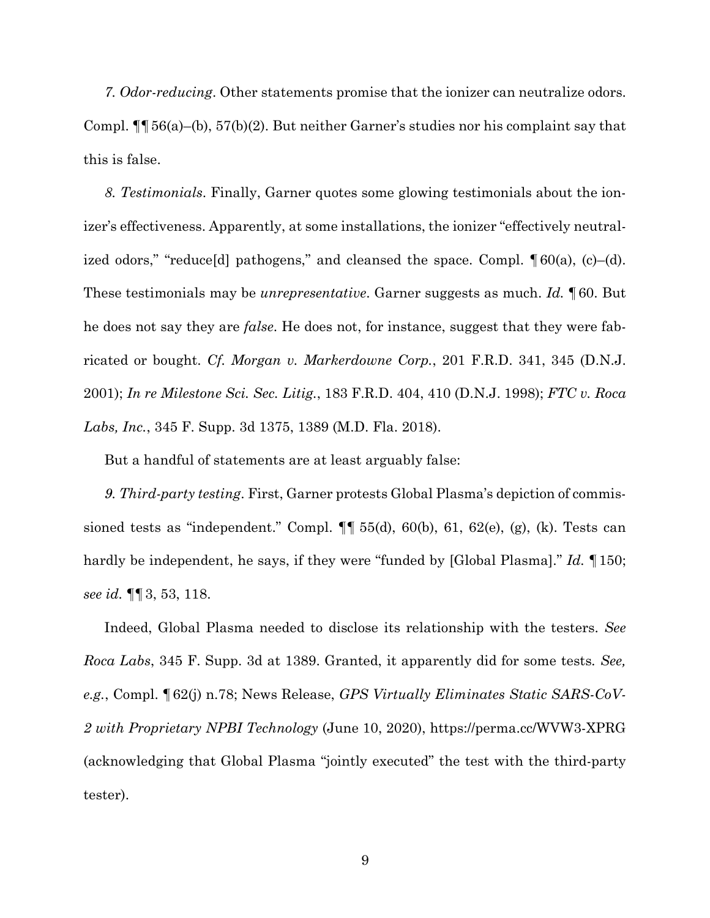*7. Odor-reducing*. Other statements promise that the ionizer can neutralize odors. Compl. ¶¶ 56(a)–(b), 57(b)(2). But neither Garner's studies nor his complaint say that this is false.

*8. Testimonials*. Finally, Garner quotes some glowing testimonials about the ionizer's effectiveness. Apparently, at some installations, the ionizer "effectively neutralized odors," "reduce[d] pathogens," and cleansed the space. Compl. ¶ 60(a), (c)–(d). These testimonials may be *unrepresentative*. Garner suggests as much. *Id.* ¶ 60. But he does not say they are *false*. He does not, for instance, suggest that they were fabricated or bought. *Cf. Morgan v. Markerdowne Corp.*, 201 F.R.D. 341, 345 (D.N.J. 2001); *In re Milestone Sci. Sec. Litig.*, 183 F.R.D. 404, 410 (D.N.J. 1998); *FTC v. Roca Labs, Inc.*, 345 F. Supp. 3d 1375, 1389 (M.D. Fla. 2018).

But a handful of statements are at least arguably false:

*9. Third-party testing*. First, Garner protests Global Plasma's depiction of commissioned tests as "independent." Compl. ¶¶ 55(d), 60(b), 61, 62(e), (g), (k). Tests can hardly be independent, he says, if they were "funded by [Global Plasma]." *Id.* ¶ 150; *see id.* ¶¶ 3, 53, 118.

Indeed, Global Plasma needed to disclose its relationship with the testers. *See Roca Labs*, 345 F. Supp. 3d at 1389. Granted, it apparently did for some tests. *See, e.g.*, Compl. ¶ 62(j) n.78; News Release, *GPS Virtually Eliminates Static SARS-CoV-2 with Proprietary NPBI Technology* (June 10, 2020), https://perma.cc/WVW3-XPRG (acknowledging that Global Plasma "jointly executed" the test with the third-party tester).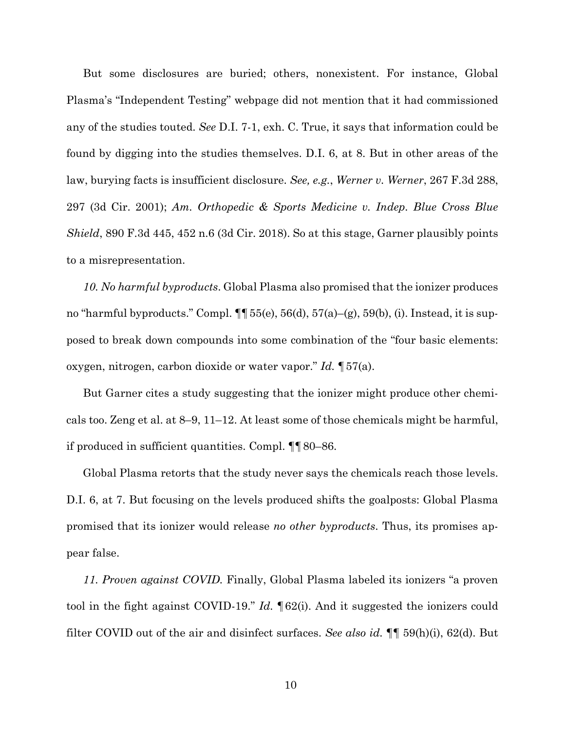But some disclosures are buried; others, nonexistent. For instance, Global Plasma's "Independent Testing" webpage did not mention that it had commissioned any of the studies touted. *See* D.I. 7-1, exh. C. True, it says that information could be found by digging into the studies themselves. D.I. 6, at 8. But in other areas of the law, burying facts is insufficient disclosure. *See, e.g.*, *Werner v. Werner*, 267 F.3d 288, 297 (3d Cir. 2001); *Am. Orthopedic & Sports Medicine v. Indep. Blue Cross Blue Shield*, 890 F.3d 445, 452 n.6 (3d Cir. 2018). So at this stage, Garner plausibly points to a misrepresentation.

*10. No harmful byproducts*. Global Plasma also promised that the ionizer produces no "harmful byproducts." Compl. ¶¶ 55(e), 56(d), 57(a)–(g), 59(b), (i). Instead, it is supposed to break down compounds into some combination of the "four basic elements: oxygen, nitrogen, carbon dioxide or water vapor." *Id.* ¶ 57(a).

But Garner cites a study suggesting that the ionizer might produce other chemicals too. Zeng et al. at 8–9, 11–12. At least some of those chemicals might be harmful, if produced in sufficient quantities. Compl. ¶¶ 80–86.

Global Plasma retorts that the study never says the chemicals reach those levels. D.I. 6, at 7. But focusing on the levels produced shifts the goalposts: Global Plasma promised that its ionizer would release *no other byproducts*. Thus, its promises appear false.

*11. Proven against COVID.* Finally, Global Plasma labeled its ionizers "a proven tool in the fight against COVID-19." *Id.* ¶ 62(i). And it suggested the ionizers could filter COVID out of the air and disinfect surfaces. *See also id.* ¶¶ 59(h)(i), 62(d). But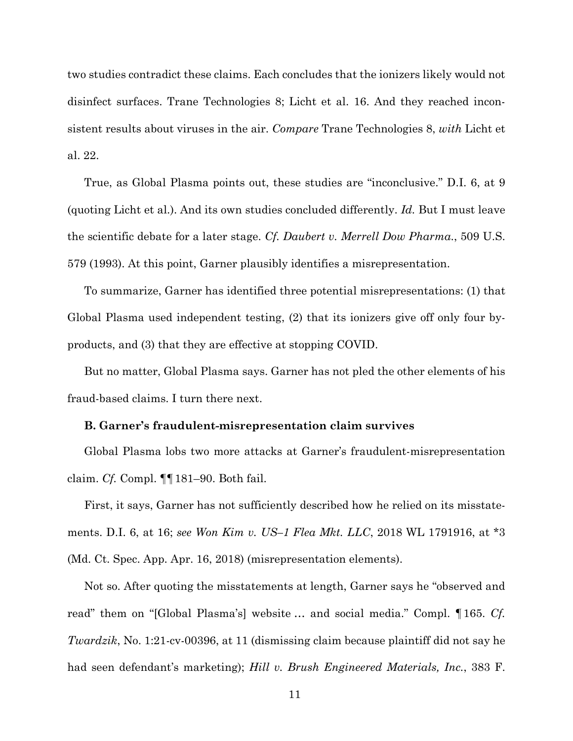two studies contradict these claims. Each concludes that the ionizers likely would not disinfect surfaces. Trane Technologies 8; Licht et al. 16. And they reached inconsistent results about viruses in the air. *Compare* Trane Technologies 8, *with* Licht et al. 22.

True, as Global Plasma points out, these studies are "inconclusive." D.I. 6, at 9 (quoting Licht et al.). And its own studies concluded differently. *Id.* But I must leave the scientific debate for a later stage. *Cf. Daubert v. Merrell Dow Pharma.*, 509 U.S. 579 (1993). At this point, Garner plausibly identifies a misrepresentation.

To summarize, Garner has identified three potential misrepresentations: (1) that Global Plasma used independent testing, (2) that its ionizers give off only four byproducts, and (3) that they are effective at stopping COVID.

But no matter, Global Plasma says. Garner has not pled the other elements of his fraud-based claims. I turn there next.

**B. Garner's fraudulent-misrepresentation claim survives**

Global Plasma lobs two more attacks at Garner's fraudulent-misrepresentation claim. *Cf.* Compl. ¶¶ 181–90. Both fail.

First, it says, Garner has not sufficiently described how he relied on its misstatements. D.I. 6, at 16; *see Won Kim v. US–1 Flea Mkt. LLC*, 2018 WL 1791916, at *3 (Md. Ct. Spec. App. Apr. 16, 2018) (misrepresentation elements).

Not so. After quoting the misstatements at length, Garner says he "observed and read" them on "[Global Plasma's] website … and social media." Compl. ¶ 165. *Cf. Twardzik*, No. 1:21-cv-00396, at 11 (dismissing claim because plaintiff did not say he had seen defendant's marketing); *Hill v. Brush Engineered Materials, Inc.*, 383 F.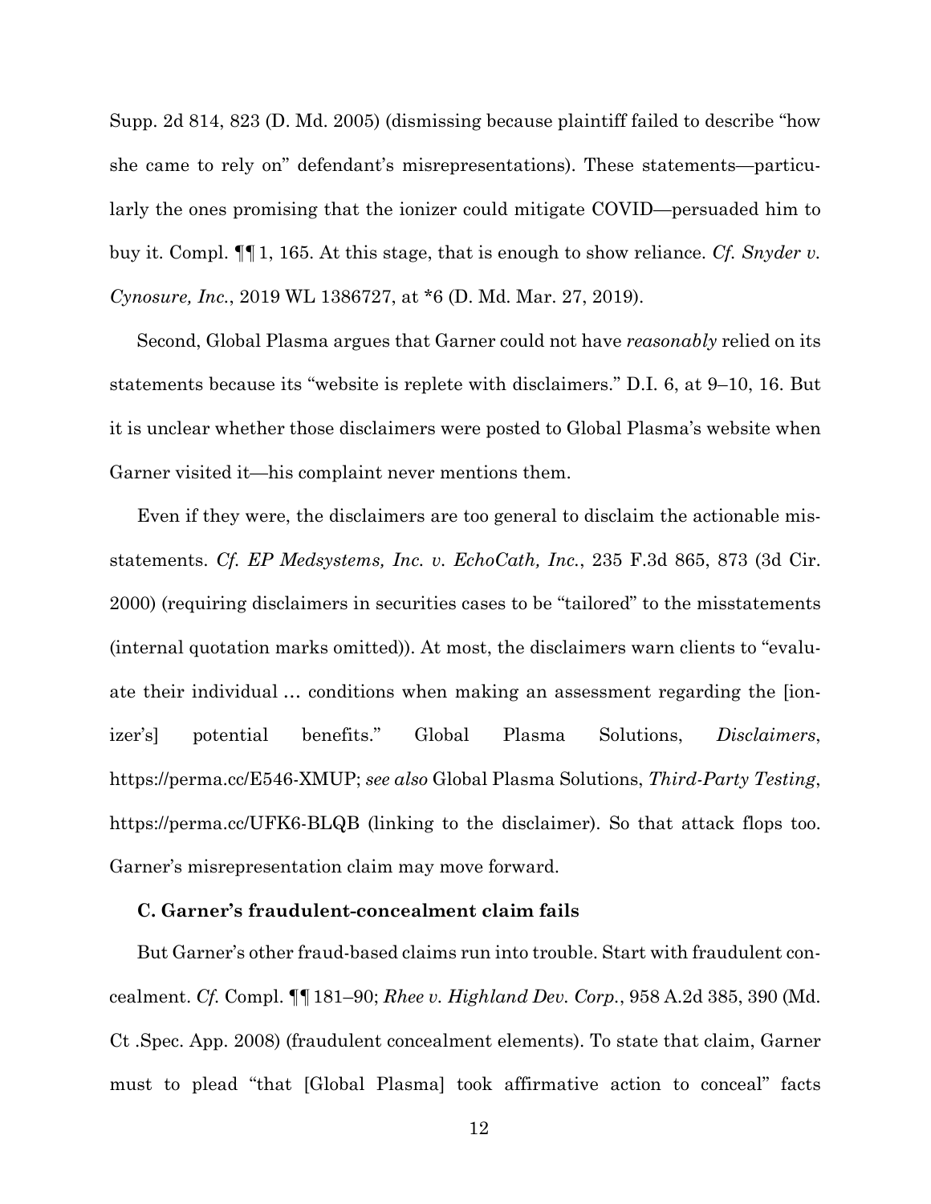Supp. 2d 814, 823 (D. Md. 2005) (dismissing because plaintiff failed to describe "how she came to rely on" defendant's misrepresentations). These statements—particularly the ones promising that the ionizer could mitigate COVID—persuaded him to buy it. Compl. ¶¶ 1, 165. At this stage, that is enough to show reliance. *Cf. Snyder v. Cynosure, Inc.*, 2019 WL 1386727, at *6 (D. Md. Mar. 27, 2019).

Second, Global Plasma argues that Garner could not have *reasonably* relied on its statements because its "website is replete with disclaimers." D.I. 6, at 9–10, 16. But it is unclear whether those disclaimers were posted to Global Plasma's website when Garner visited it—his complaint never mentions them.

Even if they were, the disclaimers are too general to disclaim the actionable misstatements. *Cf. EP Medsystems, Inc. v. EchoCath, Inc.*, 235 F.3d 865, 873 (3d Cir. 2000) (requiring disclaimers in securities cases to be "tailored" to the misstatements (internal quotation marks omitted)). At most, the disclaimers warn clients to "evaluate their individual … conditions when making an assessment regarding the [ionizer's] potential benefits." Global Plasma Solutions, *Disclaimers*, https://perma.cc/E546-XMUP; *see also* Global Plasma Solutions, *Third-Party Testing*, https://perma.cc/UFK6-BLQB (linking to the disclaimer). So that attack flops too. Garner's misrepresentation claim may move forward.

### C. Garner's fraudulent-concealment claim fails

But Garner's other fraud-based claims run into trouble. Start with fraudulent concealment. *Cf.* Compl. ¶¶ 181–90; *Rhee v. Highland Dev. Corp.*, 958 A.2d 385, 390 (Md. Ct .Spec. App. 2008) (fraudulent concealment elements). To state that claim, Garner must to plead "that [Global Plasma] took affirmative action to conceal" facts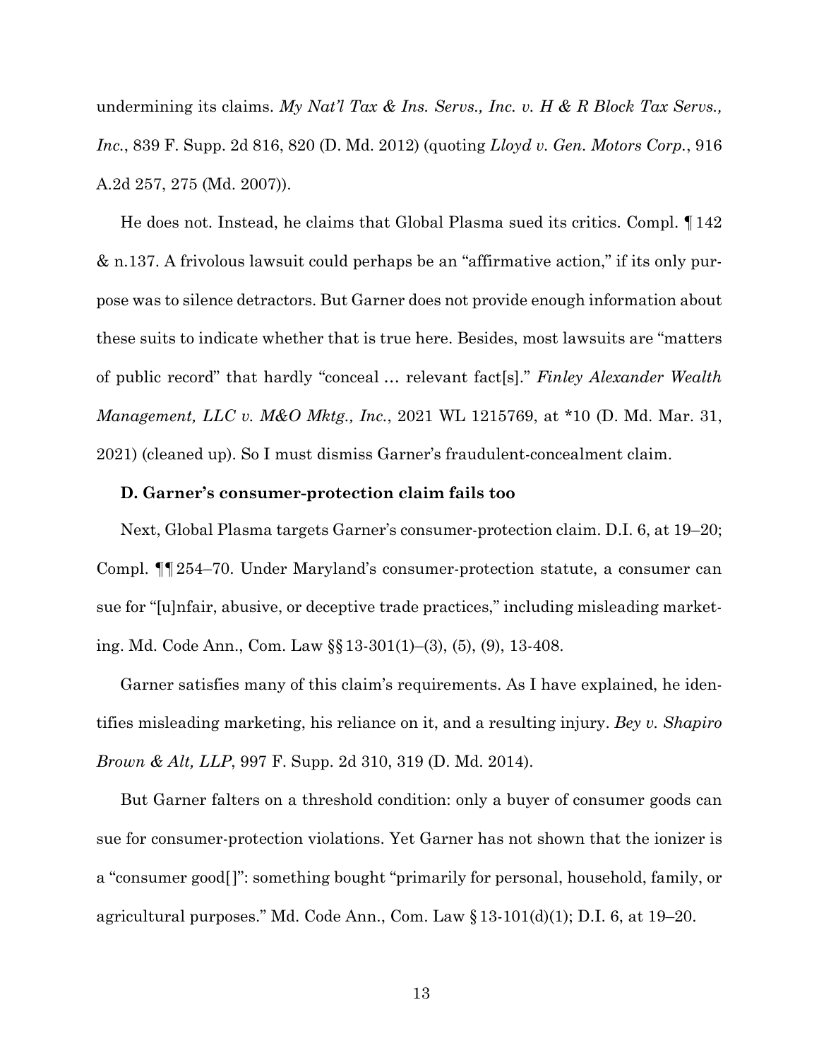undermining its claims. *My Nat'l Tax & Ins. Servs., Inc. v. H & R Block Tax Servs., Inc.*, 839 F. Supp. 2d 816, 820 (D. Md. 2012) (quoting *Lloyd v. Gen. Motors Corp.*, 916 A.2d 257, 275 (Md. 2007)).

He does not. Instead, he claims that Global Plasma sued its critics. Compl. ¶ 142 & n.137. A frivolous lawsuit could perhaps be an "affirmative action," if its only purpose was to silence detractors. But Garner does not provide enough information about these suits to indicate whether that is true here. Besides, most lawsuits are "matters of public record" that hardly "conceal … relevant fact[s]." *Finley Alexander Wealth Management, LLC v. M&O Mktg., Inc.*, 2021 WL 1215769, at *10 (D. Md. Mar. 31, 2021) (cleaned up). So I must dismiss Garner's fraudulent-concealment claim.

**D. Garner's consumer-protection claim fails too**

Next, Global Plasma targets Garner's consumer-protection claim. D.I. 6, at 19–20; Compl. ¶¶ 254–70. Under Maryland's consumer-protection statute, a consumer can sue for "[u]nfair, abusive, or deceptive trade practices," including misleading marketing. Md. Code Ann., Com. Law §§ 13-301(1)–(3), (5), (9), 13-408.

Garner satisfies many of this claim's requirements. As I have explained, he identifies misleading marketing, his reliance on it, and a resulting injury. *Bey v. Shapiro Brown & Alt, LLP*, 997 F. Supp. 2d 310, 319 (D. Md. 2014).

But Garner falters on a threshold condition: only a buyer of consumer goods can sue for consumer-protection violations. Yet Garner has not shown that the ionizer is a "consumer good[ ]": something bought "primarily for personal, household, family, or agricultural purposes." Md. Code Ann., Com. Law § 13-101(d)(1); D.I. 6, at 19–20.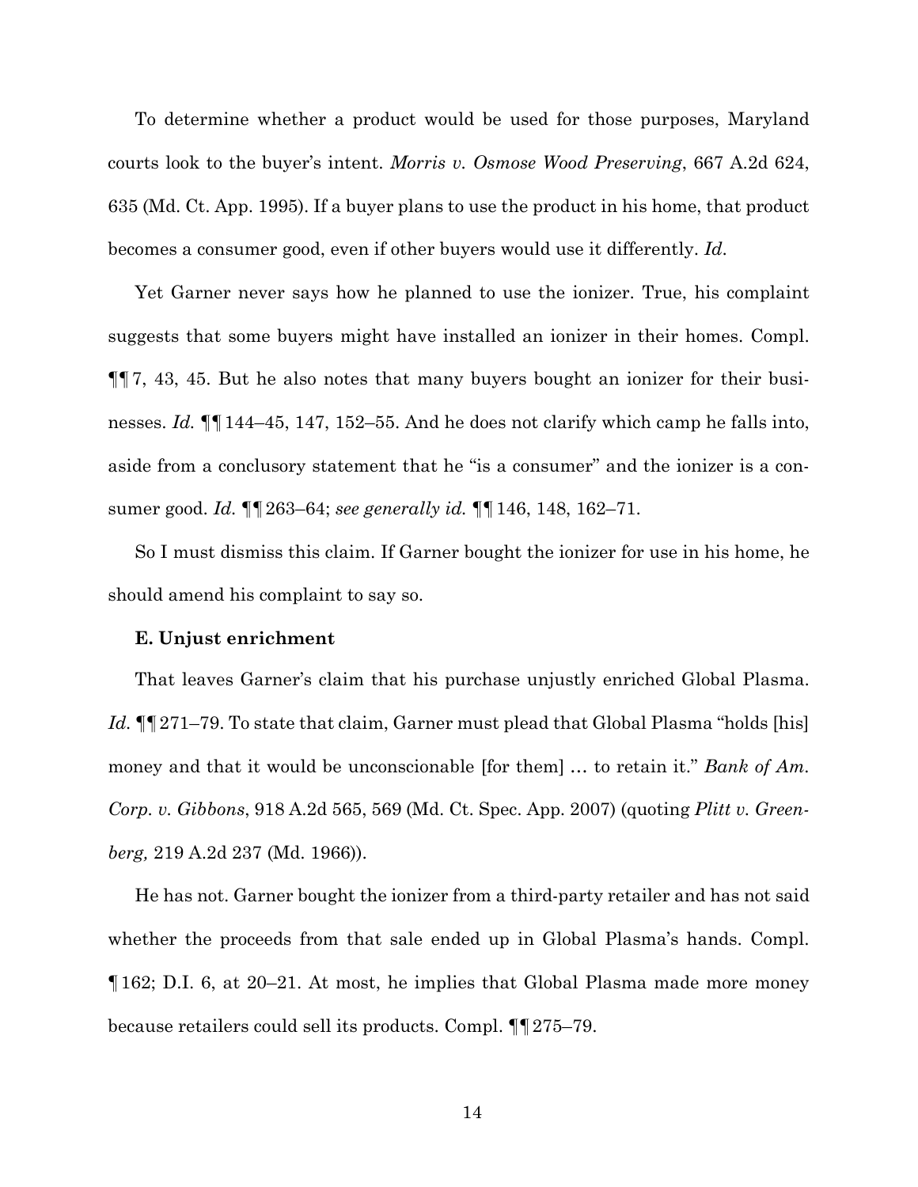To determine whether a product would be used for those purposes, Maryland courts look to the buyer's intent. *Morris v. Osmose Wood Preserving*, 667 A.2d 624, 635 (Md. Ct. App. 1995). If a buyer plans to use the product in his home, that product becomes a consumer good, even if other buyers would use it differently. *Id.*

Yet Garner never says how he planned to use the ionizer. True, his complaint suggests that some buyers might have installed an ionizer in their homes. Compl. ¶¶ 7, 43, 45. But he also notes that many buyers bought an ionizer for their businesses. *Id.* ¶¶ 144–45, 147, 152–55. And he does not clarify which camp he falls into, aside from a conclusory statement that he "is a consumer" and the ionizer is a consumer good. *Id.* ¶¶ 263–64; *see generally id.* ¶¶ 146, 148, 162–71.

So I must dismiss this claim. If Garner bought the ionizer for use in his home, he should amend his complaint to say so.

**E. Unjust enrichment**

That leaves Garner's claim that his purchase unjustly enriched Global Plasma. *Id.* ¶¶ 271–79. To state that claim, Garner must plead that Global Plasma "holds [his] money and that it would be unconscionable [for them] … to retain it." *Bank of Am. Corp. v. Gibbons*, 918 A.2d 565, 569 (Md. Ct. Spec. App. 2007) (quoting *Plitt v. Greenberg,* 219 A.2d 237 (Md. 1966)).

He has not. Garner bought the ionizer from a third-party retailer and has not said whether the proceeds from that sale ended up in Global Plasma's hands. Compl. ¶ 162; D.I. 6, at 20–21. At most, he implies that Global Plasma made more money because retailers could sell its products. Compl. ¶¶ 275–79.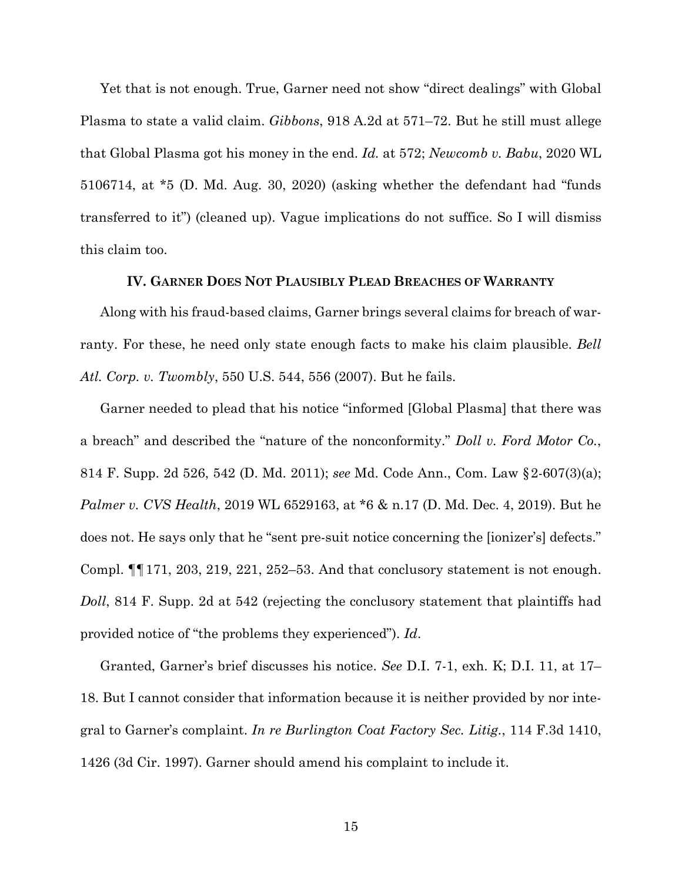Yet that is not enough. True, Garner need not show "direct dealings" with Global Plasma to state a valid claim. *Gibbons*, 918 A.2d at 571–72. But he still must allege that Global Plasma got his money in the end. *Id.* at 572; *Newcomb v. Babu*, 2020 WL 5106714, at *5 (D. Md. Aug. 30, 2020) (asking whether the defendant had "funds transferred to it") (cleaned up). Vague implications do not suffice. So I will dismiss this claim too.

## IV. Garner Does Not Plausibly Plead Breaches of Warranty

Along with his fraud-based claims, Garner brings several claims for breach of warranty. For these, he need only state enough facts to make his claim plausible. *Bell Atl. Corp. v. Twombly*, 550 U.S. 544, 556 (2007). But he fails.

Garner needed to plead that his notice "informed [Global Plasma] that there was a breach" and described the "nature of the nonconformity." *Doll v. Ford Motor Co.*, 814 F. Supp. 2d 526, 542 (D. Md. 2011); *see* Md. Code Ann., Com. Law §2-607(3)(a); *Palmer v. CVS Health*, 2019 WL 6529163, at *6 & n.17 (D. Md. Dec. 4, 2019). But he does not. He says only that he "sent pre-suit notice concerning the [ionizer's] defects." Compl. ¶¶171, 203, 219, 221, 252–53. And that conclusory statement is not enough. *Doll*, 814 F. Supp. 2d at 542 (rejecting the conclusory statement that plaintiffs had provided notice of "the problems they experienced"). *Id*.

Granted, Garner's brief discusses his notice. *See* D.I. 7-1, exh. K; D.I. 11, at 17–18. But I cannot consider that information because it is neither provided by nor integral to Garner's complaint. *In re Burlington Coat Factory Sec. Litig.*, 114 F.3d 1410, 1426 (3d Cir. 1997). Garner should amend his complaint to include it.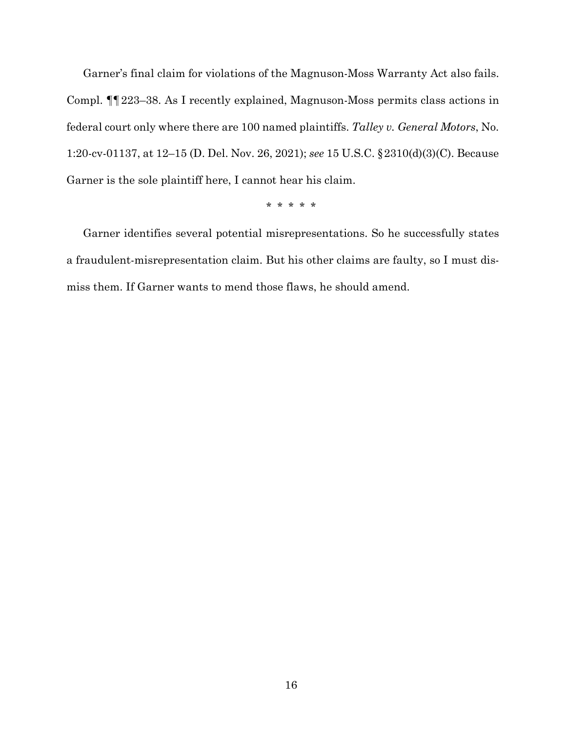Garner's final claim for violations of the Magnuson-Moss Warranty Act also fails. Compl. ¶¶ 223–38. As I recently explained, Magnuson-Moss permits class actions in federal court only where there are 100 named plaintiffs. *Talley v. General Motors*, No. 1:20-cv-01137, at 12–15 (D. Del. Nov. 26, 2021); *see* 15 U.S.C. § 2310(d)(3)(C). Because Garner is the sole plaintiff here, I cannot hear his claim.

\* \* \* \* \*

Garner identifies several potential misrepresentations. So he successfully states a fraudulent-misrepresentation claim. But his other claims are faulty, so I must dismiss them. If Garner wants to mend those flaws, he should amend.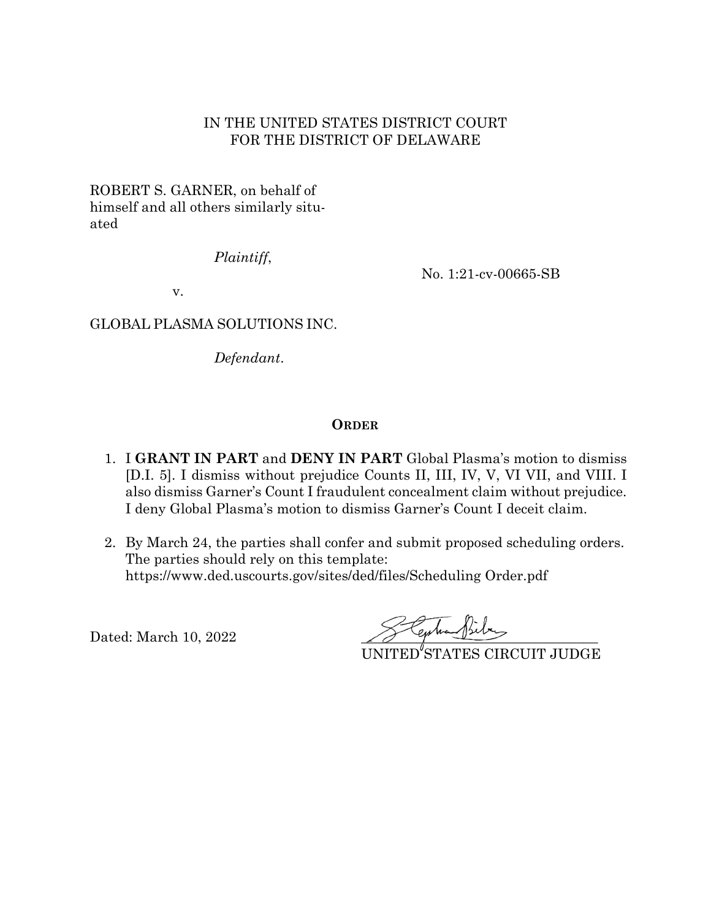IN THE UNITED STATES DISTRICT COURT
FOR THE DISTRICT OF DELAWARE

ROBERT S. GARNER, on behalf of himself and all others similarly situated

*Plaintiff*,

v.

GLOBAL PLASMA SOLUTIONS INC.

*Defendant*.

No. 1:21-cv-00665-SB

## ORDER

1. I **GRANT IN PART** and **DENY IN PART** Global Plasma's motion to dismiss [D.I. 5]. I dismiss without prejudice Counts II, III, IV, V, VI VII, and VIII. I also dismiss Garner's Count I fraudulent concealment claim without prejudice. I deny Global Plasma's motion to dismiss Garner's Count I deceit claim.

2. By March 24, the parties shall confer and submit proposed scheduling orders. The parties should rely on this template: https://www.ded.uscourts.gov/sites/ded/files/Scheduling Order.pdf

Dated: March 10, 2022

UNITED STATES CIRCUIT JUDGE